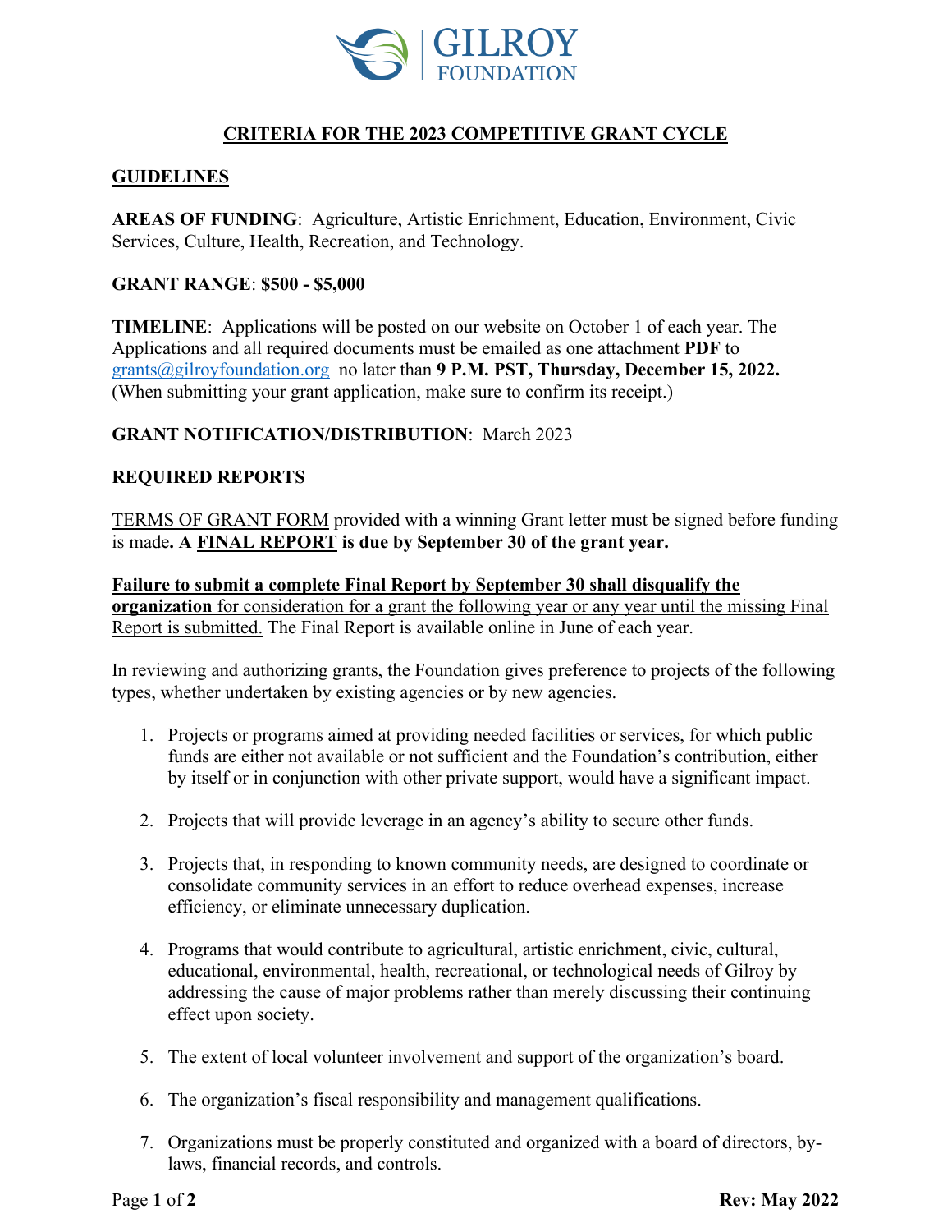GILROY FOUNDATION

# CRITERIA FOR THE 2023 COMPETITIVE GRANT CYCLE

## GUIDELINES

**AREAS OF FUNDING**: Agriculture, Artistic Enrichment, Education, Environment, Civic Services, Culture, Health, Recreation, and Technology.

**GRANT RANGE**: **$500 - $5,000**

**TIMELINE**: Applications will be posted on our website on October 1 of each year. The Applications and all required documents must be emailed as one attachment **PDF** to grants@gilroyfoundation.org no later than **9 P.M. PST, Thursday, December 15, 2022.** (When submitting your grant application, make sure to confirm its receipt.)

**GRANT NOTIFICATION/DISTRIBUTION**: March 2023

**REQUIRED REPORTS**

TERMS OF GRANT FORM provided with a winning Grant letter must be signed before funding is made**. A FINAL REPORT is due by September 30 of the grant year.**

**Failure to submit a complete Final Report by September 30 shall disqualify the organization** for consideration for a grant the following year or any year until the missing Final Report is submitted. The Final Report is available online in June of each year.

In reviewing and authorizing grants, the Foundation gives preference to projects of the following types, whether undertaken by existing agencies or by new agencies.

1. Projects or programs aimed at providing needed facilities or services, for which public funds are either not available or not sufficient and the Foundation's contribution, either by itself or in conjunction with other private support, would have a significant impact.

2. Projects that will provide leverage in an agency's ability to secure other funds.

3. Projects that, in responding to known community needs, are designed to coordinate or consolidate community services in an effort to reduce overhead expenses, increase efficiency, or eliminate unnecessary duplication.

4. Programs that would contribute to agricultural, artistic enrichment, civic, cultural, educational, environmental, health, recreational, or technological needs of Gilroy by addressing the cause of major problems rather than merely discussing their continuing effect upon society.

5. The extent of local volunteer involvement and support of the organization's board.

6. The organization's fiscal responsibility and management qualifications.

7. Organizations must be properly constituted and organized with a board of directors, by-laws, financial records, and controls.

**Rev: May 2022**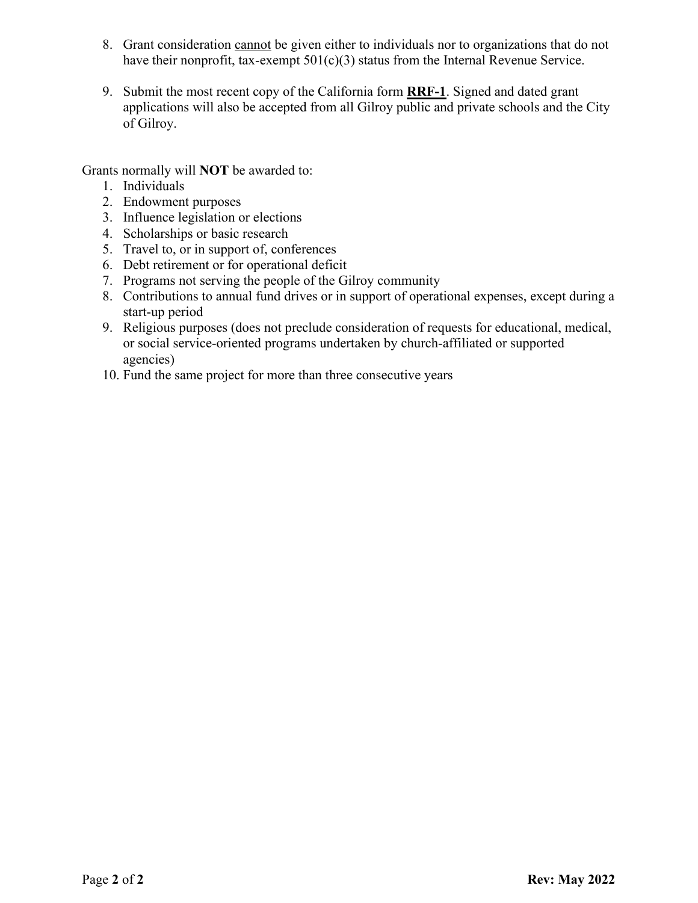8. Grant consideration <u>cannot</u> be given either to individuals nor to organizations that do not have their nonprofit, tax-exempt 501(c)(3) status from the Internal Revenue Service.

9. Submit the most recent copy of the California form **RRF-1**. Signed and dated grant applications will also be accepted from all Gilroy public and private schools and the City of Gilroy.

Grants normally will **NOT** be awarded to:

1. Individuals
2. Endowment purposes
3. Influence legislation or elections
4. Scholarships or basic research
5. Travel to, or in support of, conferences
6. Debt retirement or for operational deficit
7. Programs not serving the people of the Gilroy community
8. Contributions to annual fund drives or in support of operational expenses, except during a start-up period
9. Religious purposes (does not preclude consideration of requests for educational, medical, or social service-oriented programs undertaken by church-affiliated or supported agencies)
10. Fund the same project for more than three consecutive years

**Rev: May 2022**